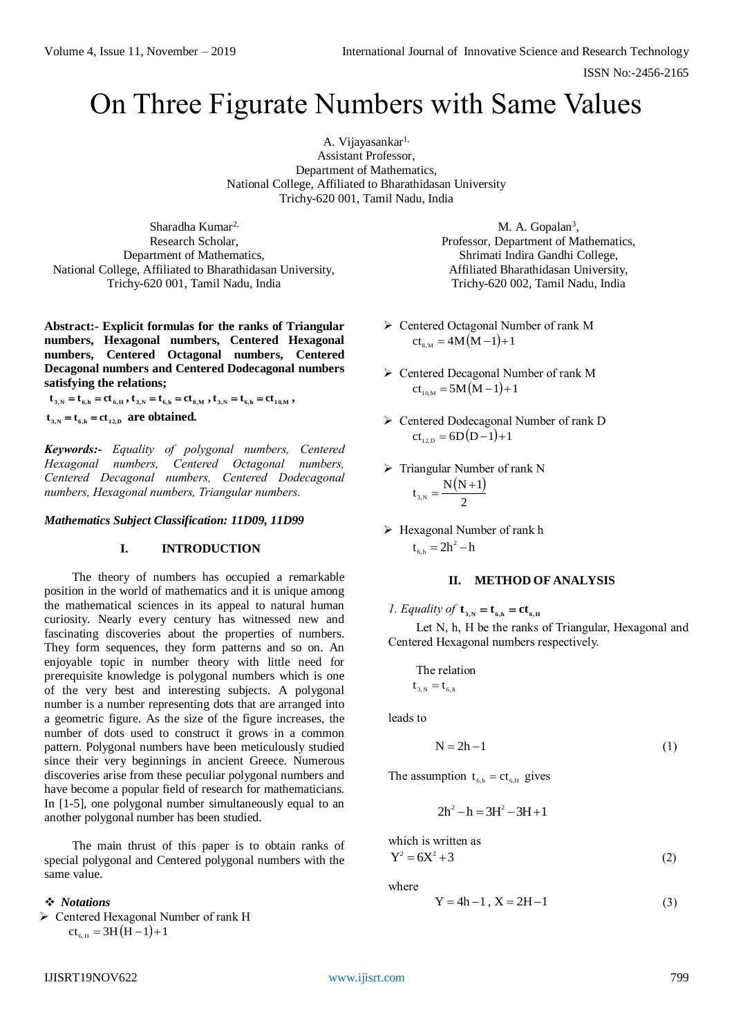# On Three Figurate Numbers with Same Values

A. Vijayasankar[1,]
Assistant Professor,
Department of Mathematics,
National College, Affiliated to Bharathidasan University
Trichy-620 001, Tamil Nadu, India

Sharadha Kumar[2,]
Research Scholar,
Department of Mathematics,
National College, Affiliated to Bharathidasan University,
Trichy-620 001, Tamil Nadu, India

M. A. Gopalan[3],
Professor, Department of Mathematics,
Shrimati Indira Gandhi College,
Affiliated Bharathidasan University,
Trichy-620 002, Tamil Nadu, India

**Abstract:- Explicit formulas for the ranks of Triangular numbers, Hexagonal numbers, Centered Hexagonal numbers, Centered Octagonal numbers, Centered Decagonal numbers and Centered Dodecagonal numbers satisfying the relations;**
$\mathbf{t_{3,N} = t_{6,h} = ct_{6,H}}$ **,** $\mathbf{t_{3,N} = t_{6,h} = ct_{8,M}}$ **,** $\mathbf{t_{3,N} = t_{6,h} = ct_{10,M}}$ **,** $\mathbf{t_{3,N} = t_{6,h} = ct_{12,D}}$ **are obtained.**

***Keywords:-*** *Equality of polygonal numbers, Centered Hexagonal numbers, Centered Octagonal numbers, Centered Decagonal numbers, Centered Dodecagonal numbers, Hexagonal numbers, Triangular numbers.*

***Mathematics Subject Classification: 11D09, 11D99***

## I. INTRODUCTION

The theory of numbers has occupied a remarkable position in the world of mathematics and it is unique among the mathematical sciences in its appeal to natural human curiosity. Nearly every century has witnessed new and fascinating discoveries about the properties of numbers. They form sequences, they form patterns and so on. An enjoyable topic in number theory with little need for prerequisite knowledge is polygonal numbers which is one of the very best and interesting subjects. A polygonal number is a number representing dots that are arranged into a geometric figure. As the size of the figure increases, the number of dots used to construct it grows in a common pattern. Polygonal numbers have been meticulously studied since their very beginnings in ancient Greece. Numerous discoveries arise from these peculiar polygonal numbers and have become a popular field of research for mathematicians. In [1-5], one polygonal number simultaneously equal to an another polygonal number has been studied.

The main thrust of this paper is to obtain ranks of special polygonal and Centered polygonal numbers with the same value.

- ***Notations***

- Centered Hexagonal Number of rank H
  $ct_{6,H} = 3H(H-1)+1$
- Centered Octagonal Number of rank M
  $ct_{8,M} = 4M(M-1)+1$
- Centered Decagonal Number of rank M
  $ct_{10,M} = 5M(M-1)+1$
- Centered Dodecagonal Number of rank D
  $ct_{12,D} = 6D(D-1)+1$
- Triangular Number of rank N
  $t_{3,N} = \dfrac{N(N+1)}{2}$
- Hexagonal Number of rank h
  $t_{6,h} = 2h^2 - h$

## II. METHOD OF ANALYSIS

*1. Equality of* $\mathbf{t_{3,N} = t_{6,h} = ct_{6,H}}$

Let N, h, H be the ranks of Triangular, Hexagonal and Centered Hexagonal numbers respectively.

The relation
$t_{3,N} = t_{6,h}$

leads to

$$N = 2h - 1 \tag{1}$$

The assumption $t_{6,h} = ct_{6,H}$ gives

$$2h^2 - h = 3H^2 - 3H + 1$$

which is written as

$$Y^2 = 6X^2 + 3 \tag{2}$$

where

$$Y = 4h - 1,\; X = 2H - 1 \tag{3}$$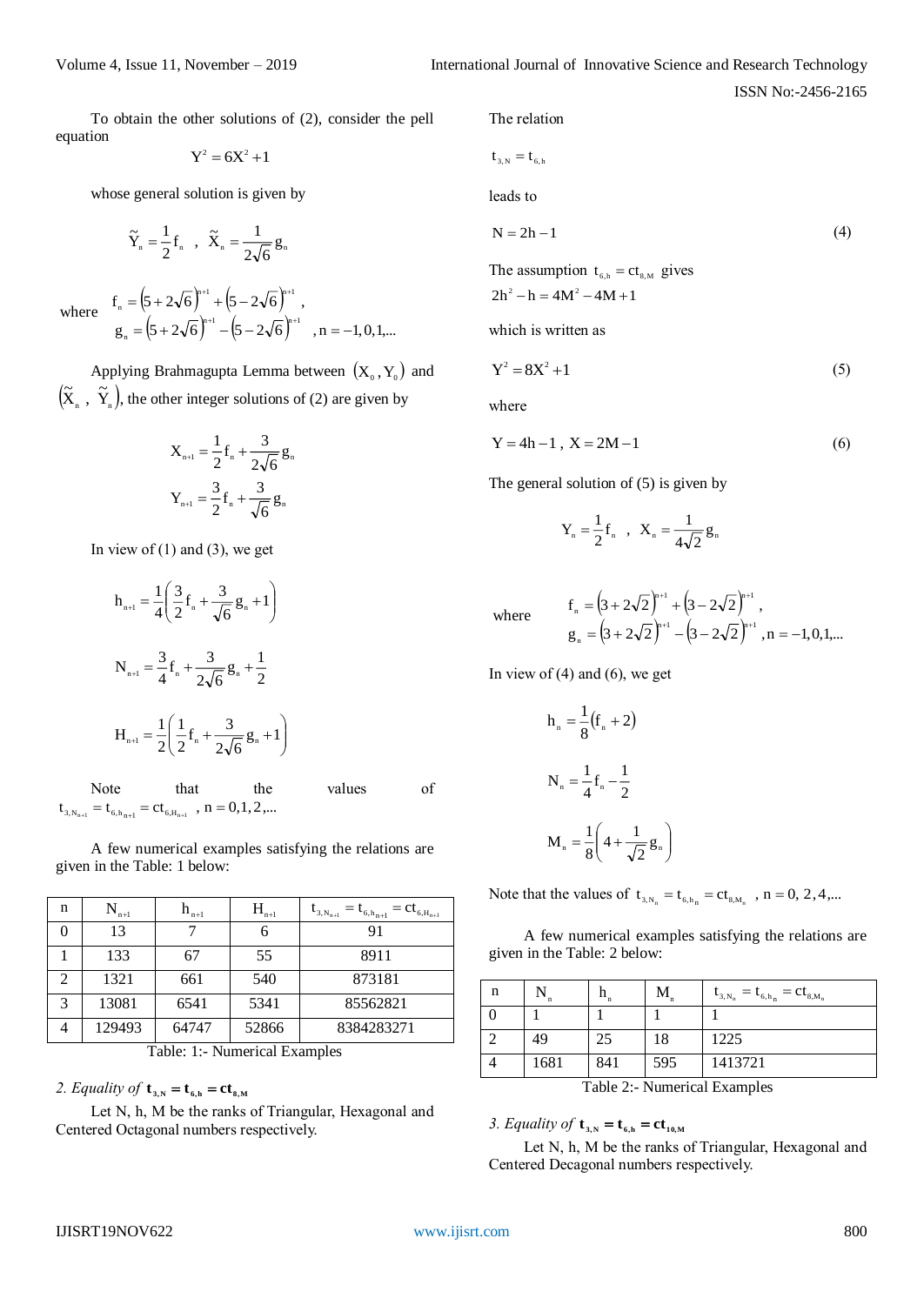To obtain the other solutions of (2), consider the pell equation

$$Y^2 = 6X^2 + 1$$

whose general solution is given by

$$\tilde{Y}_n = \frac{1}{2} f_n \quad , \quad \tilde{X}_n = \frac{1}{2\sqrt{6}} g_n$$

where
$$f_n = \left(5 + 2\sqrt{6}\right)^{n+1} + \left(5 - 2\sqrt{6}\right)^{n+1} ,$$
$$g_n = \left(5 + 2\sqrt{6}\right)^{n+1} - \left(5 - 2\sqrt{6}\right)^{n+1} \quad , n = -1, 0, 1, ...$$

Applying Brahmagupta Lemma between $(X_0, Y_0)$ and $(\tilde{X}_n , \tilde{Y}_n)$, the other integer solutions of (2) are given by

$$X_{n+1} = \frac{1}{2} f_n + \frac{3}{2\sqrt{6}} g_n$$

$$Y_{n+1} = \frac{3}{2} f_n + \frac{3}{\sqrt{6}} g_n$$

In view of (1) and (3), we get

$$h_{n+1} = \frac{1}{4}\left(\frac{3}{2} f_n + \frac{3}{\sqrt{6}} g_n + 1\right)$$

$$N_{n+1} = \frac{3}{4} f_n + \frac{3}{2\sqrt{6}} g_n + \frac{1}{2}$$

$$H_{n+1} = \frac{1}{2}\left(\frac{1}{2} f_n + \frac{3}{2\sqrt{6}} g_n + 1\right)$$

Note that the values of $t_{3,N_{n+1}} = t_{6,h_{n+1}} = ct_{6,H_{n+1}}$ , $n = 0, 1, 2, ...$

A few numerical examples satisfying the relations are given in the Table: 1 below:

| n | $N_{n+1}$ | $h_{n+1}$ | $H_{n+1}$ | $t_{3,N_{n+1}} = t_{6,h_{n+1}} = ct_{6,H_{n+1}}$ |
|---|---|---|---|---|
| 0 | 13 | 7 | 6 | 91 |
| 1 | 133 | 67 | 55 | 8911 |
| 2 | 1321 | 661 | 540 | 873181 |
| 3 | 13081 | 6541 | 5341 | 85562821 |
| 4 | 129493 | 64747 | 52866 | 8384283271 |

Table 1:- Numerical Examples

### 2. *Equality of* $t_{3,N} = t_{6,h} = ct_{8,M}$

Let N, h, M be the ranks of Triangular, Hexagonal and Centered Octagonal numbers respectively.

The relation

$$t_{3,N} = t_{6,h}$$

leads to

$$N = 2h - 1 \tag{4}$$

The assumption $t_{6,h} = ct_{8,M}$ gives

$$2h^2 - h = 4M^2 - 4M + 1$$

which is written as

$$Y^2 = 8X^2 + 1 \tag{5}$$

where

$$Y = 4h - 1 \, , \; X = 2M - 1 \tag{6}$$

The general solution of (5) is given by

$$Y_n = \frac{1}{2} f_n \quad , \quad X_n = \frac{1}{4\sqrt{2}} g_n$$

where
$$f_n = \left(3 + 2\sqrt{2}\right)^{n+1} + \left(3 - 2\sqrt{2}\right)^{n+1} ,$$
$$g_n = \left(3 + 2\sqrt{2}\right)^{n+1} - \left(3 - 2\sqrt{2}\right)^{n+1} , n = -1, 0, 1, ...$$

In view of (4) and (6), we get

$$h_n = \frac{1}{8}\left(f_n + 2\right)$$

$$N_n = \frac{1}{4} f_n - \frac{1}{2}$$

$$M_n = \frac{1}{8}\left(4 + \frac{1}{\sqrt{2}} g_n\right)$$

Note that the values of $t_{3,N_n} = t_{6,h_n} = ct_{8,M_n}$ , $n = 0, 2, 4, ...$

A few numerical examples satisfying the relations are given in the Table: 2 below:

| n | $N_n$ | $h_n$ | $M_n$ | $t_{3,N_n} = t_{6,h_n} = ct_{8,M_n}$ |
|---|---|---|---|---|
| 0 | 1 | 1 | 1 | 1 |
| 2 | 49 | 25 | 18 | 1225 |
| 4 | 1681 | 841 | 595 | 1413721 |

Table 2:- Numerical Examples

### 3. *Equality of* $t_{3,N} = t_{6,h} = ct_{10,M}$

Let N, h, M be the ranks of Triangular, Hexagonal and Centered Decagonal numbers respectively.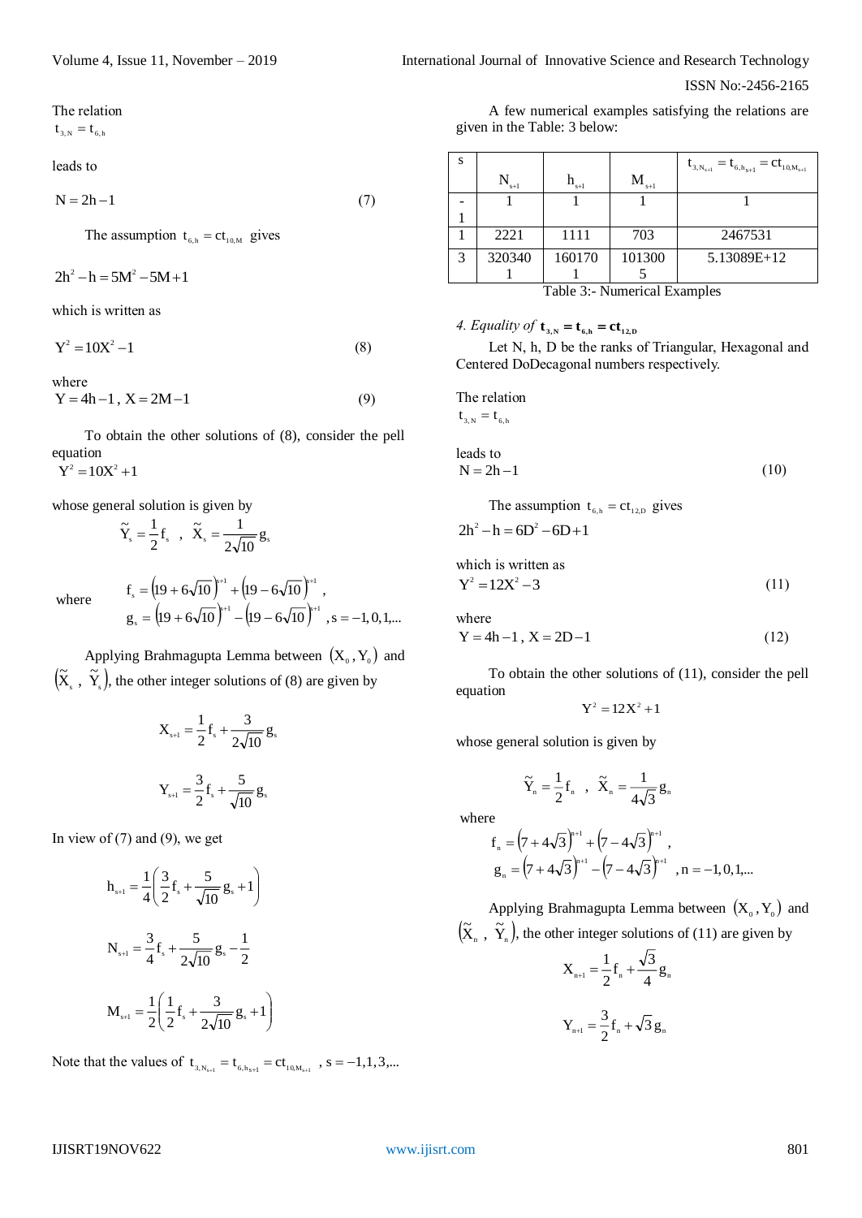The relation

$t_{3,N} = t_{6,h}$

leads to

$$N = 2h - 1 \quad (7)$$

The assumption $t_{6,h} = ct_{10,M}$ gives

$$2h^2 - h = 5M^2 - 5M + 1$$

which is written as

$$Y^2 = 10X^2 - 1 \quad (8)$$

where

$$Y = 4h - 1, \; X = 2M - 1 \quad (9)$$

To obtain the other solutions of (8), consider the pell equation

$$Y^2 = 10X^2 + 1$$

whose general solution is given by

$$\tilde{Y}_s = \frac{1}{2} f_s \quad , \quad \tilde{X}_s = \frac{1}{2\sqrt{10}} g_s$$

where
$$f_s = \left(19 + 6\sqrt{10}\right)^{s+1} + \left(19 - 6\sqrt{10}\right)^{s+1},$$
$$g_s = \left(19 + 6\sqrt{10}\right)^{s+1} - \left(19 - 6\sqrt{10}\right)^{s+1}, s = -1, 0, 1, ...$$

Applying Brahmagupta Lemma between $(X_0, Y_0)$ and $(\tilde{X}_s \, , \, \tilde{Y}_s)$, the other integer solutions of (8) are given by

$$X_{s+1} = \frac{1}{2} f_s + \frac{3}{2\sqrt{10}} g_s$$

$$Y_{s+1} = \frac{3}{2} f_s + \frac{5}{\sqrt{10}} g_s$$

In view of (7) and (9), we get

$$h_{s+1} = \frac{1}{4}\left(\frac{3}{2} f_s + \frac{5}{\sqrt{10}} g_s + 1\right)$$

$$N_{s+1} = \frac{3}{4} f_s + \frac{5}{2\sqrt{10}} g_s - \frac{1}{2}$$

$$M_{s+1} = \frac{1}{2}\left(\frac{1}{2} f_s + \frac{3}{2\sqrt{10}} g_s + 1\right)$$

Note that the values of $t_{3,N_{s+1}} = t_{6,h_{s+1}} = ct_{10,M_{s+1}}$ , $s = -1, 1, 3, ...$

A few numerical examples satisfying the relations are given in the Table: 3 below:

| s | $N_{s+1}$ | $h_{s+1}$ | $M_{s+1}$ | $t_{3,N_{s+1}} = t_{6,h_{s+1}} = ct_{10,M_{s+1}}$ |
|---|---|---|---|---|
| -1 | 1 | 1 | 1 | 1 |
| 1 | 2221 | 1111 | 703 | 2467531 |
| 3 | 3203401 | 1601701 | 1013005 | 5.13089E+12 |

Table 3:- Numerical Examples

### 4. *Equality of* $\mathbf{t_{3,N} = t_{6,h} = ct_{12,D}}$

Let N, h, D be the ranks of Triangular, Hexagonal and Centered DoDecagonal numbers respectively.

The relation

$t_{3,N} = t_{6,h}$

leads to

$$N = 2h - 1 \quad (10)$$

The assumption $t_{6,h} = ct_{12,D}$ gives

$$2h^2 - h = 6D^2 - 6D + 1$$

which is written as

$$Y^2 = 12X^2 - 3 \quad (11)$$

where

$$Y = 4h - 1, \; X = 2D - 1 \quad (12)$$

To obtain the other solutions of (11), consider the pell equation

$$Y^2 = 12X^2 + 1$$

whose general solution is given by

$$\tilde{Y}_n = \frac{1}{2} f_n \quad , \quad \tilde{X}_n = \frac{1}{4\sqrt{3}} g_n$$

where
$$f_n = \left(7 + 4\sqrt{3}\right)^{n+1} + \left(7 - 4\sqrt{3}\right)^{n+1},$$
$$g_n = \left(7 + 4\sqrt{3}\right)^{n+1} - \left(7 - 4\sqrt{3}\right)^{n+1} \quad , n = -1, 0, 1, ...$$

Applying Brahmagupta Lemma between $(X_0, Y_0)$ and $(\tilde{X}_n \, , \, \tilde{Y}_n)$, the other integer solutions of (11) are given by

$$X_{n+1} = \frac{1}{2} f_n + \frac{\sqrt{3}}{4} g_n$$

$$Y_{n+1} = \frac{3}{2} f_n + \sqrt{3}\, g_n$$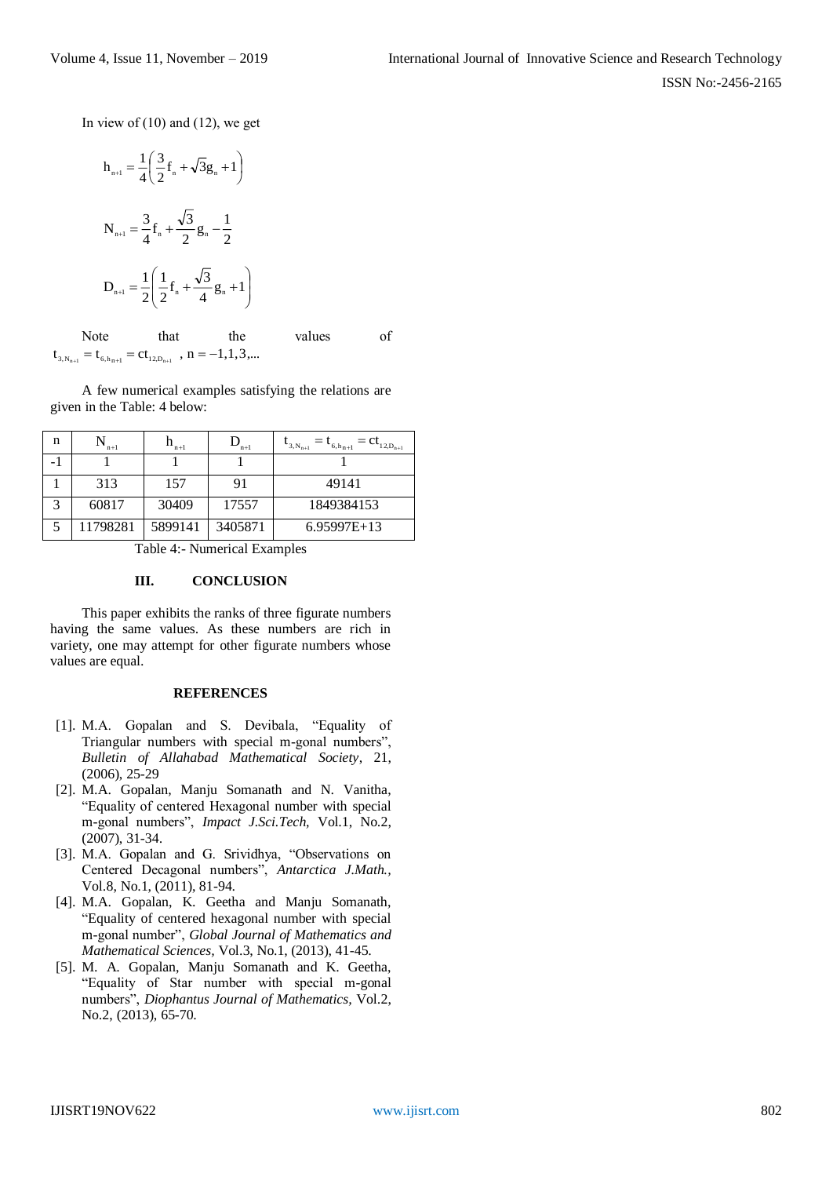In view of (10) and (12), we get

$$h_{n+1} = \frac{1}{4}\left(\frac{3}{2}f_n + \sqrt{3}g_n + 1\right)$$

$$N_{n+1} = \frac{3}{4}f_n + \frac{\sqrt{3}}{2}g_n - \frac{1}{2}$$

$$D_{n+1} = \frac{1}{2}\left(\frac{1}{2}f_n + \frac{\sqrt{3}}{4}g_n + 1\right)$$

Note that the values of $t_{3,N_{n+1}} = t_{6,h_{n+1}} = ct_{12,D_{n+1}}$ , $n = -1,1,3,...$

A few numerical examples satisfying the relations are given in the Table: 4 below:

| n | $N_{n+1}$ | $h_{n+1}$ | $D_{n+1}$ | $t_{3,N_{n+1}} = t_{6,h_{n+1}} = ct_{12,D_{n+1}}$ |
|---|---|---|---|---|
| -1 | 1 | 1 | 1 | 1 |
| 1 | 313 | 157 | 91 | 49141 |
| 3 | 60817 | 30409 | 17557 | 1849384153 |
| 5 | 11798281 | 5899141 | 3405871 | 6.95997E+13 |

Table 4:- Numerical Examples

## III. CONCLUSION

This paper exhibits the ranks of three figurate numbers having the same values. As these numbers are rich in variety, one may attempt for other figurate numbers whose values are equal.

## REFERENCES

[1]. M.A. Gopalan and S. Devibala, "Equality of Triangular numbers with special m-gonal numbers", *Bulletin of Allahabad Mathematical Society*, 21, (2006), 25-29

[2]. M.A. Gopalan, Manju Somanath and N. Vanitha, "Equality of centered Hexagonal number with special m-gonal numbers", *Impact J.Sci.Tech,* Vol.1, No.2, (2007), 31-34.

[3]. M.A. Gopalan and G. Srividhya, "Observations on Centered Decagonal numbers", *Antarctica J.Math.*, Vol.8, No.1, (2011), 81-94.

[4]. M.A. Gopalan, K. Geetha and Manju Somanath, "Equality of centered hexagonal number with special m-gonal number", *Global Journal of Mathematics and Mathematical Sciences,* Vol.3, No.1, (2013), 41-45.

[5]. M. A. Gopalan, Manju Somanath and K. Geetha, "Equality of Star number with special m-gonal numbers", *Diophantus Journal of Mathematics*, Vol.2, No.2, (2013), 65-70.